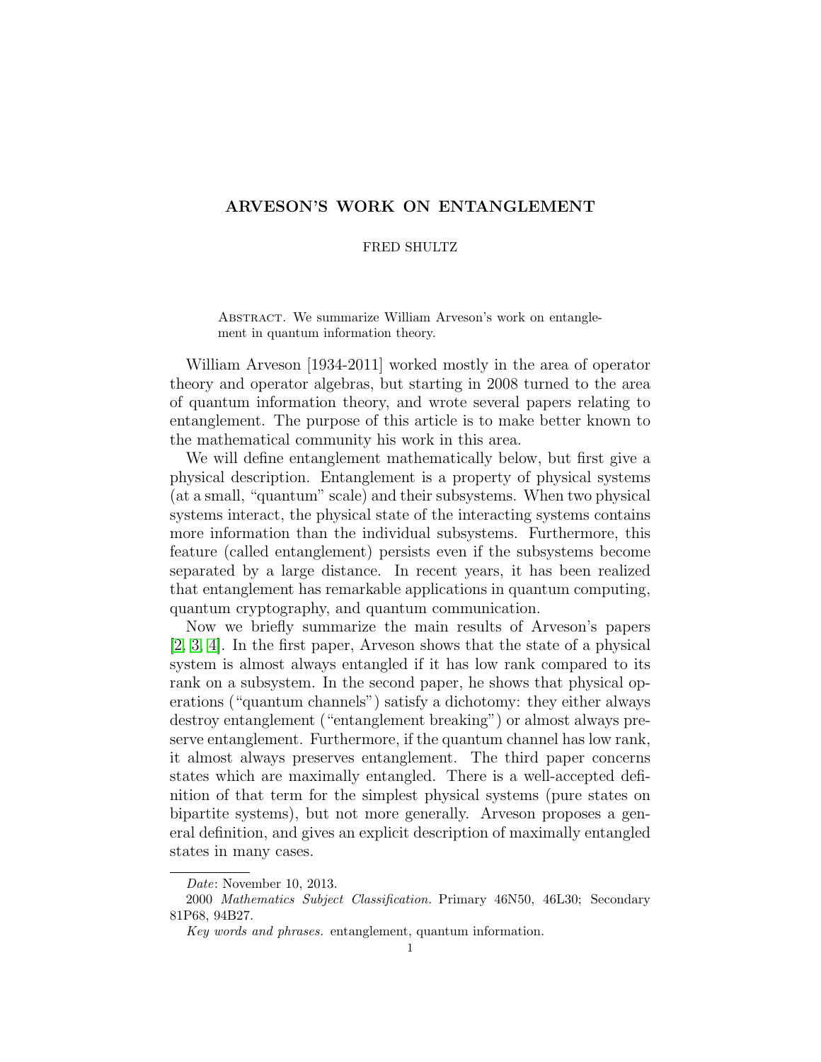# ARVESON'S WORK ON ENTANGLEMENT

FRED SHULTZ

Abstract. We summarize William Arveson's work on entanglement in quantum information theory.

William Arveson [1934-2011] worked mostly in the area of operator theory and operator algebras, but starting in 2008 turned to the area of quantum information theory, and wrote several papers relating to entanglement. The purpose of this article is to make better known to the mathematical community his work in this area.

We will define entanglement mathematically below, but first give a physical description. Entanglement is a property of physical systems (at a small, "quantum" scale) and their subsystems. When two physical systems interact, the physical state of the interacting systems contains more information than the individual subsystems. Furthermore, this feature (called entanglement) persists even if the subsystems become separated by a large distance. In recent years, it has been realized that entanglement has remarkable applications in quantum computing, quantum cryptography, and quantum communication.

Now we briefly summarize the main results of Arveson's papers [2, 3, 4]. In the first paper, Arveson shows that the state of a physical system is almost always entangled if it has low rank compared to its rank on a subsystem. In the second paper, he shows that physical operations ("quantum channels") satisfy a dichotomy: they either always destroy entanglement ("entanglement breaking") or almost always preserve entanglement. Furthermore, if the quantum channel has low rank, it almost always preserves entanglement. The third paper concerns states which are maximally entangled. There is a well-accepted definition of that term for the simplest physical systems (pure states on bipartite systems), but not more generally. Arveson proposes a general definition, and gives an explicit description of maximally entangled states in many cases.

---

*Date*: November 10, 2013.

2000 *Mathematics Subject Classification.* Primary 46N50, 46L30; Secondary 81P68, 94B27.

*Key words and phrases.* entanglement, quantum information.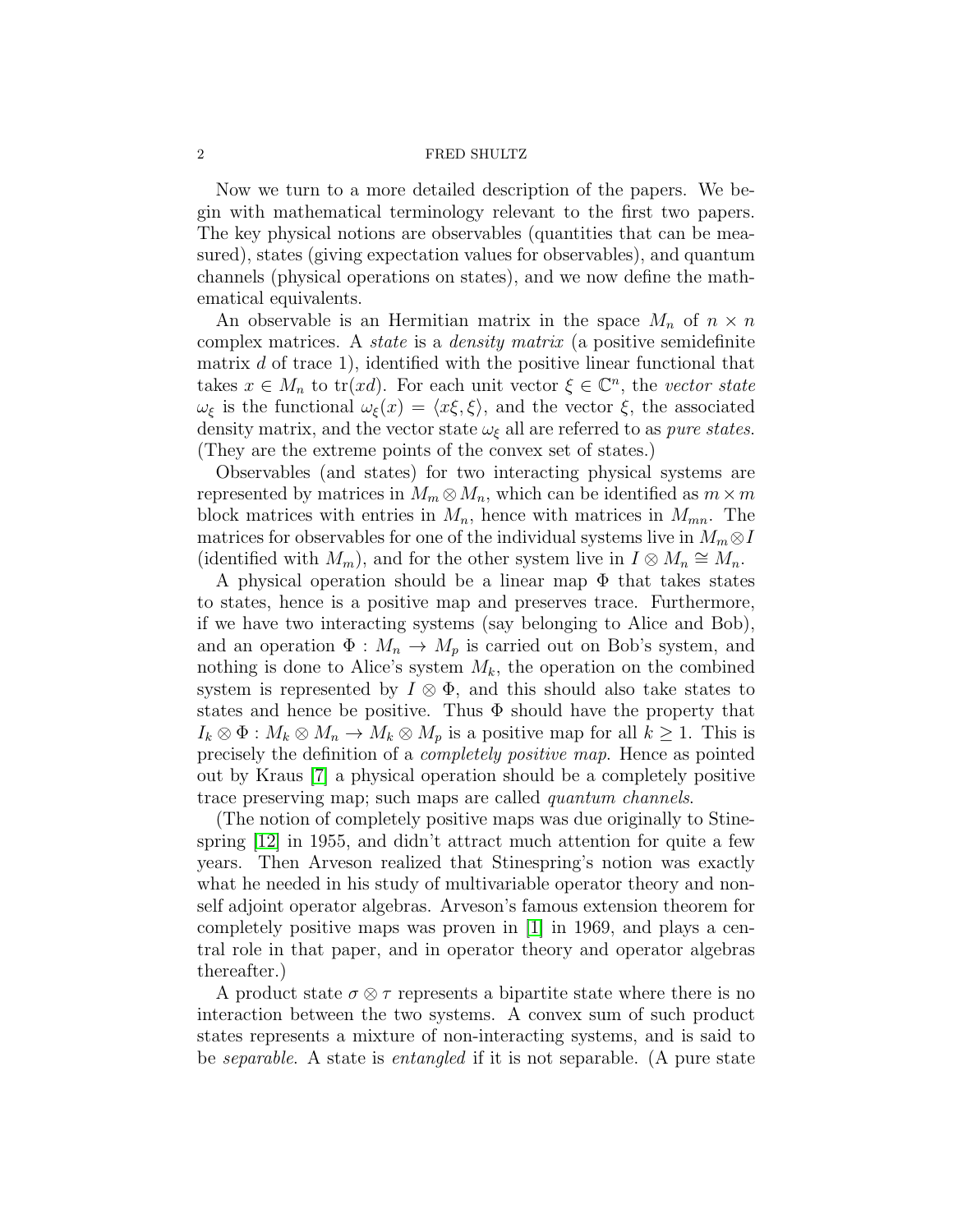Now we turn to a more detailed description of the papers. We begin with mathematical terminology relevant to the first two papers. The key physical notions are observables (quantities that can be measured), states (giving expectation values for observables), and quantum channels (physical operations on states), and we now define the mathematical equivalents.

An observable is an Hermitian matrix in the space $M_n$ of $n \times n$ complex matrices. A *state* is a *density matrix* (a positive semidefinite matrix $d$ of trace 1), identified with the positive linear functional that takes $x \in M_n$ to $\mathrm{tr}(xd)$. For each unit vector $\xi \in \mathbb{C}^n$, the *vector state* $\omega_\xi$ is the functional $\omega_\xi(x) = \langle x\xi, \xi\rangle$, and the vector $\xi$, the associated density matrix, and the vector state $\omega_\xi$ all are referred to as *pure states*. (They are the extreme points of the convex set of states.)

Observables (and states) for two interacting physical systems are represented by matrices in $M_m \otimes M_n$, which can be identified as $m \times m$ block matrices with entries in $M_n$, hence with matrices in $M_{mn}$. The matrices for observables for one of the individual systems live in $M_m \otimes I$ (identified with $M_m$), and for the other system live in $I \otimes M_n \cong M_n$.

A physical operation should be a linear map $\Phi$ that takes states to states, hence is a positive map and preserves trace. Furthermore, if we have two interacting systems (say belonging to Alice and Bob), and an operation $\Phi : M_n \to M_p$ is carried out on Bob's system, and nothing is done to Alice's system $M_k$, the operation on the combined system is represented by $I \otimes \Phi$, and this should also take states to states and hence be positive. Thus $\Phi$ should have the property that $I_k \otimes \Phi : M_k \otimes M_n \to M_k \otimes M_p$ is a positive map for all $k \geq 1$. This is precisely the definition of a *completely positive map*. Hence as pointed out by Kraus [7] a physical operation should be a completely positive trace preserving map; such maps are called *quantum channels*.

(The notion of completely positive maps was due originally to Stinespring [12] in 1955, and didn't attract much attention for quite a few years. Then Arveson realized that Stinespring's notion was exactly what he needed in his study of multivariable operator theory and non-self adjoint operator algebras. Arveson's famous extension theorem for completely positive maps was proven in [1] in 1969, and plays a central role in that paper, and in operator theory and operator algebras thereafter.)

A product state $\sigma \otimes \tau$ represents a bipartite state where there is no interaction between the two systems. A convex sum of such product states represents a mixture of non-interacting systems, and is said to be *separable*. A state is *entangled* if it is not separable. (A pure state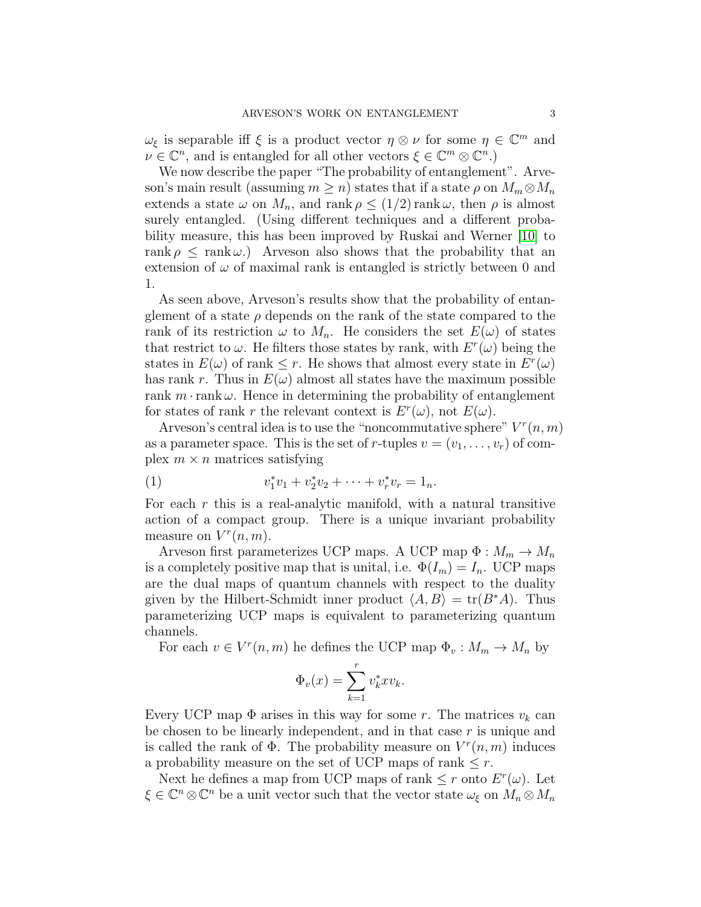$\omega_\xi$ is separable iff $\xi$ is a product vector $\eta \otimes \nu$ for some $\eta \in \mathbb{C}^m$ and $\nu \in \mathbb{C}^n$, and is entangled for all other vectors $\xi \in \mathbb{C}^m \otimes \mathbb{C}^n$.)

We now describe the paper "The probability of entanglement". Arveson's main result (assuming $m \geq n$) states that if a state $\rho$ on $M_m \otimes M_n$ extends a state $\omega$ on $M_n$, and $\operatorname{rank} \rho \leq (1/2) \operatorname{rank} \omega$, then $\rho$ is almost surely entangled. (Using different techniques and a different probability measure, this has been improved by Ruskai and Werner [10] to $\operatorname{rank} \rho \leq \operatorname{rank} \omega$.) Arveson also shows that the probability that an extension of $\omega$ of maximal rank is entangled is strictly between 0 and 1.

As seen above, Arveson's results show that the probability of entanglement of a state $\rho$ depends on the rank of the state compared to the rank of its restriction $\omega$ to $M_n$. He considers the set $E(\omega)$ of states that restrict to $\omega$. He filters those states by rank, with $E^r(\omega)$ being the states in $E(\omega)$ of rank $\leq r$. He shows that almost every state in $E^r(\omega)$ has rank $r$. Thus in $E(\omega)$ almost all states have the maximum possible rank $m \cdot \operatorname{rank} \omega$. Hence in determining the probability of entanglement for states of rank $r$ the relevant context is $E^r(\omega)$, not $E(\omega)$.

Arveson's central idea is to use the "noncommutative sphere" $V^r(n, m)$ as a parameter space. This is the set of $r$-tuples $v = (v_1, \ldots, v_r)$ of complex $m \times n$ matrices satisfying

$$v_1^* v_1 + v_2^* v_2 + \cdots + v_r^* v_r = 1_n. \tag{1}$$

For each $r$ this is a real-analytic manifold, with a natural transitive action of a compact group. There is a unique invariant probability measure on $V^r(n, m)$.

Arveson first parameterizes UCP maps. A UCP map $\Phi : M_m \to M_n$ is a completely positive map that is unital, i.e. $\Phi(I_m) = I_n$. UCP maps are the dual maps of quantum channels with respect to the duality given by the Hilbert-Schmidt inner product $\langle A, B \rangle = \operatorname{tr}(B^* A)$. Thus parameterizing UCP maps is equivalent to parameterizing quantum channels.

For each $v \in V^r(n, m)$ he defines the UCP map $\Phi_v : M_m \to M_n$ by

$$\Phi_v(x) = \sum_{k=1}^{r} v_k^* x v_k.$$

Every UCP map $\Phi$ arises in this way for some $r$. The matrices $v_k$ can be chosen to be linearly independent, and in that case $r$ is unique and is called the rank of $\Phi$. The probability measure on $V^r(n, m)$ induces a probability measure on the set of UCP maps of rank $\leq r$.

Next he defines a map from UCP maps of rank $\leq r$ onto $E^r(\omega)$. Let $\xi \in \mathbb{C}^n \otimes \mathbb{C}^n$ be a unit vector such that the vector state $\omega_\xi$ on $M_n \otimes M_n$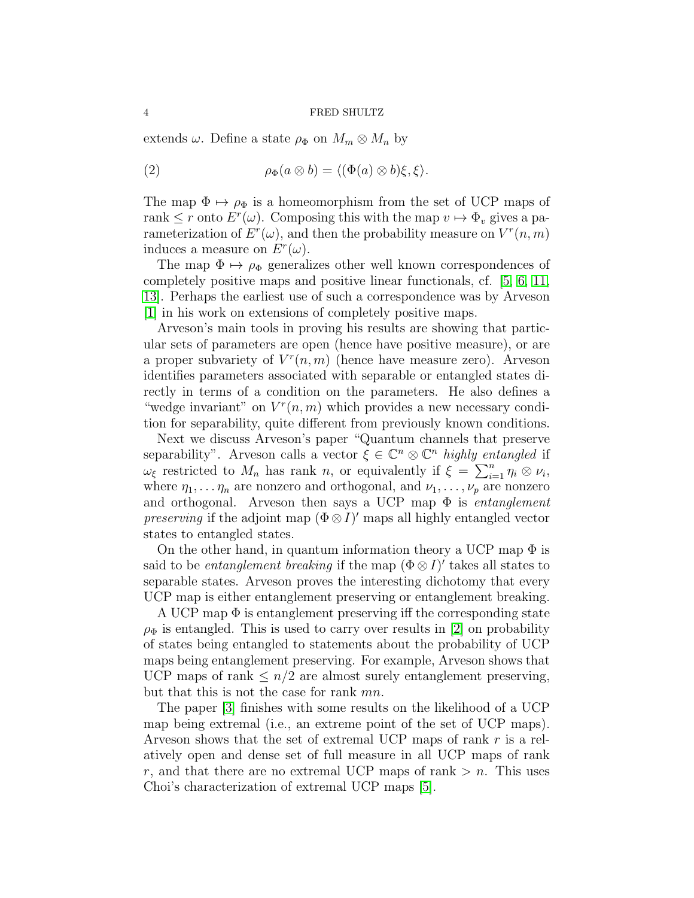extends $\omega$. Define a state $\rho_\Phi$ on $M_m \otimes M_n$ by

$$\rho_\Phi(a \otimes b) = \langle (\Phi(a) \otimes b)\xi, \xi \rangle. \tag{2}$$

The map $\Phi \mapsto \rho_\Phi$ is a homeomorphism from the set of UCP maps of rank $\leq r$ onto $E^r(\omega)$. Composing this with the map $v \mapsto \Phi_v$ gives a parameterization of $E^r(\omega)$, and then the probability measure on $V^r(n, m)$ induces a measure on $E^r(\omega)$.

The map $\Phi \mapsto \rho_\Phi$ generalizes other well known correspondences of completely positive maps and positive linear functionals, cf. [5, 6, 11, 13]. Perhaps the earliest use of such a correspondence was by Arveson [1] in his work on extensions of completely positive maps.

Arveson's main tools in proving his results are showing that particular sets of parameters are open (hence have positive measure), or are a proper subvariety of $V^r(n, m)$ (hence have measure zero). Arveson identifies parameters associated with separable or entangled states directly in terms of a condition on the parameters. He also defines a "wedge invariant" on $V^r(n, m)$ which provides a new necessary condition for separability, quite different from previously known conditions.

Next we discuss Arveson's paper "Quantum channels that preserve separability". Arveson calls a vector $\xi \in \mathbb{C}^n \otimes \mathbb{C}^n$ *highly entangled* if $\omega_\xi$ restricted to $M_n$ has rank $n$, or equivalently if $\xi = \sum_{i=1}^n \eta_i \otimes \nu_i$, where $\eta_1, \ldots \eta_n$ are nonzero and orthogonal, and $\nu_1, \ldots, \nu_p$ are nonzero and orthogonal. Arveson then says a UCP map $\Phi$ is *entanglement preserving* if the adjoint map $(\Phi \otimes I)'$ maps all highly entangled vector states to entangled states.

On the other hand, in quantum information theory a UCP map $\Phi$ is said to be *entanglement breaking* if the map $(\Phi \otimes I)'$ takes all states to separable states. Arveson proves the interesting dichotomy that every UCP map is either entanglement preserving or entanglement breaking.

A UCP map $\Phi$ is entanglement preserving iff the corresponding state $\rho_\Phi$ is entangled. This is used to carry over results in [2] on probability of states being entangled to statements about the probability of UCP maps being entanglement preserving. For example, Arveson shows that UCP maps of rank $\leq n/2$ are almost surely entanglement preserving, but that this is not the case for rank $mn$.

The paper [3] finishes with some results on the likelihood of a UCP map being extremal (i.e., an extreme point of the set of UCP maps). Arveson shows that the set of extremal UCP maps of rank $r$ is a relatively open and dense set of full measure in all UCP maps of rank $r$, and that there are no extremal UCP maps of rank $> n$. This uses Choi's characterization of extremal UCP maps [5].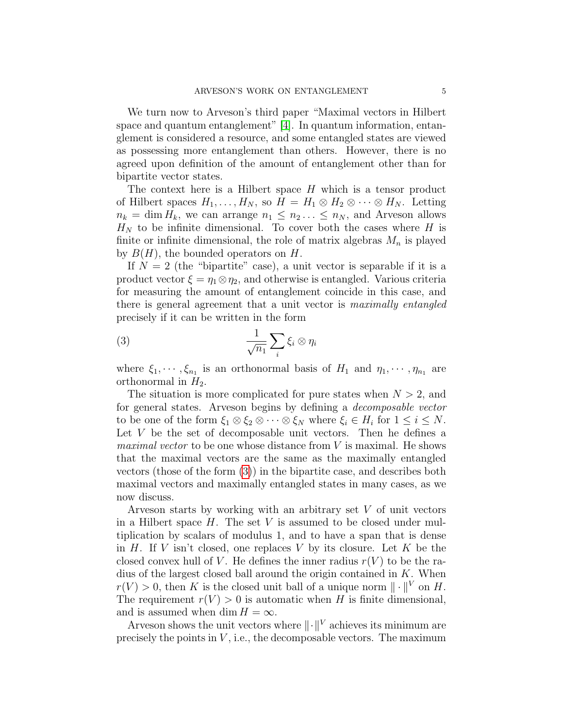We turn now to Arveson's third paper "Maximal vectors in Hilbert space and quantum entanglement" [4]. In quantum information, entanglement is considered a resource, and some entangled states are viewed as possessing more entanglement than others. However, there is no agreed upon definition of the amount of entanglement other than for bipartite vector states.

The context here is a Hilbert space $H$ which is a tensor product of Hilbert spaces $H_1, \ldots, H_N$, so $H = H_1 \otimes H_2 \otimes \cdots \otimes H_N$. Letting $n_k = \dim H_k$, we can arrange $n_1 \leq n_2 \ldots \leq n_N$, and Arveson allows $H_N$ to be infinite dimensional. To cover both the cases where $H$ is finite or infinite dimensional, the role of matrix algebras $M_n$ is played by $B(H)$, the bounded operators on $H$.

If $N = 2$ (the "bipartite" case), a unit vector is separable if it is a product vector $\xi = \eta_1 \otimes \eta_2$, and otherwise is entangled. Various criteria for measuring the amount of entanglement coincide in this case, and there is general agreement that a unit vector is *maximally entangled* precisely if it can be written in the form

$$\frac{1}{\sqrt{n_1}} \sum_i \xi_i \otimes \eta_i \tag{3}$$

where $\xi_1, \cdots, \xi_{n_1}$ is an orthonormal basis of $H_1$ and $\eta_1, \cdots, \eta_{n_1}$ are orthonormal in $H_2$.

The situation is more complicated for pure states when $N > 2$, and for general states. Arveson begins by defining a *decomposable vector* to be one of the form $\xi_1 \otimes \xi_2 \otimes \cdots \otimes \xi_N$ where $\xi_i \in H_i$ for $1 \leq i \leq N$. Let $V$ be the set of decomposable unit vectors. Then he defines a *maximal vector* to be one whose distance from $V$ is maximal. He shows that the maximal vectors are the same as the maximally entangled vectors (those of the form (3)) in the bipartite case, and describes both maximal vectors and maximally entangled states in many cases, as we now discuss.

Arveson starts by working with an arbitrary set $V$ of unit vectors in a Hilbert space $H$. The set $V$ is assumed to be closed under multiplication by scalars of modulus 1, and to have a span that is dense in $H$. If $V$ isn't closed, one replaces $V$ by its closure. Let $K$ be the closed convex hull of $V$. He defines the inner radius $r(V)$ to be the radius of the largest closed ball around the origin contained in $K$. When $r(V) > 0$, then $K$ is the closed unit ball of a unique norm $\| \cdot \|^V$ on $H$. The requirement $r(V) > 0$ is automatic when $H$ is finite dimensional, and is assumed when $\dim H = \infty$.

Arveson shows the unit vectors where $\| \cdot \|^V$ achieves its minimum are precisely the points in $V$, i.e., the decomposable vectors. The maximum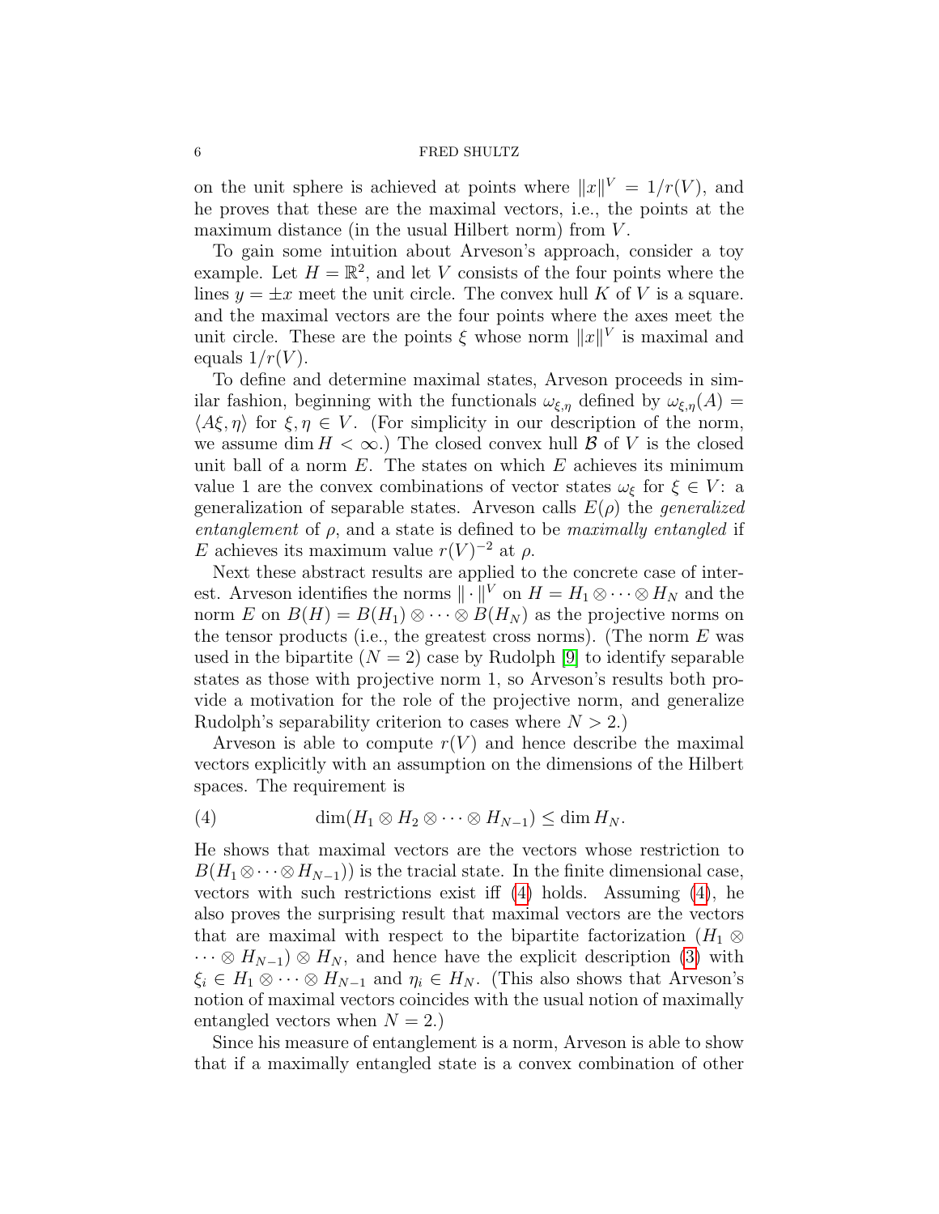on the unit sphere is achieved at points where $\|x\|^V = 1/r(V)$, and he proves that these are the maximal vectors, i.e., the points at the maximum distance (in the usual Hilbert norm) from $V$.

To gain some intuition about Arveson's approach, consider a toy example. Let $H = \mathbb{R}^2$, and let $V$ consists of the four points where the lines $y = \pm x$ meet the unit circle. The convex hull $K$ of $V$ is a square. and the maximal vectors are the four points where the axes meet the unit circle. These are the points $\xi$ whose norm $\|x\|^V$ is maximal and equals $1/r(V)$.

To define and determine maximal states, Arveson proceeds in similar fashion, beginning with the functionals $\omega_{\xi,\eta}$ defined by $\omega_{\xi,\eta}(A) = \langle A\xi, \eta\rangle$ for $\xi, \eta \in V$. (For simplicity in our description of the norm, we assume $\dim H < \infty$.) The closed convex hull $\mathcal{B}$ of $V$ is the closed unit ball of a norm $E$. The states on which $E$ achieves its minimum value 1 are the convex combinations of vector states $\omega_\xi$ for $\xi \in V$: a generalization of separable states. Arveson calls $E(\rho)$ the *generalized entanglement* of $\rho$, and a state is defined to be *maximally entangled* if $E$ achieves its maximum value $r(V)^{-2}$ at $\rho$.

Next these abstract results are applied to the concrete case of interest. Arveson identifies the norms $\|\cdot\|^V$ on $H = H_1 \otimes \cdots \otimes H_N$ and the norm $E$ on $B(H) = B(H_1) \otimes \cdots \otimes B(H_N)$ as the projective norms on the tensor products (i.e., the greatest cross norms). (The norm $E$ was used in the bipartite ($N = 2$) case by Rudolph [9] to identify separable states as those with projective norm 1, so Arveson's results both provide a motivation for the role of the projective norm, and generalize Rudolph's separability criterion to cases where $N > 2$.)

Arveson is able to compute $r(V)$ and hence describe the maximal vectors explicitly with an assumption on the dimensions of the Hilbert spaces. The requirement is

$$\dim(H_1 \otimes H_2 \otimes \cdots \otimes H_{N-1}) \leq \dim H_N. \tag{4}$$

He shows that maximal vectors are the vectors whose restriction to $B(H_1 \otimes \cdots \otimes H_{N-1}))$ is the tracial state. In the finite dimensional case, vectors with such restrictions exist iff (4) holds. Assuming (4), he also proves the surprising result that maximal vectors are the vectors that are maximal with respect to the bipartite factorization $(H_1 \otimes \cdots \otimes H_{N-1}) \otimes H_N$, and hence have the explicit description (3) with $\xi_i \in H_1 \otimes \cdots \otimes H_{N-1}$ and $\eta_i \in H_N$. (This also shows that Arveson's notion of maximal vectors coincides with the usual notion of maximally entangled vectors when $N = 2$.)

Since his measure of entanglement is a norm, Arveson is able to show that if a maximally entangled state is a convex combination of other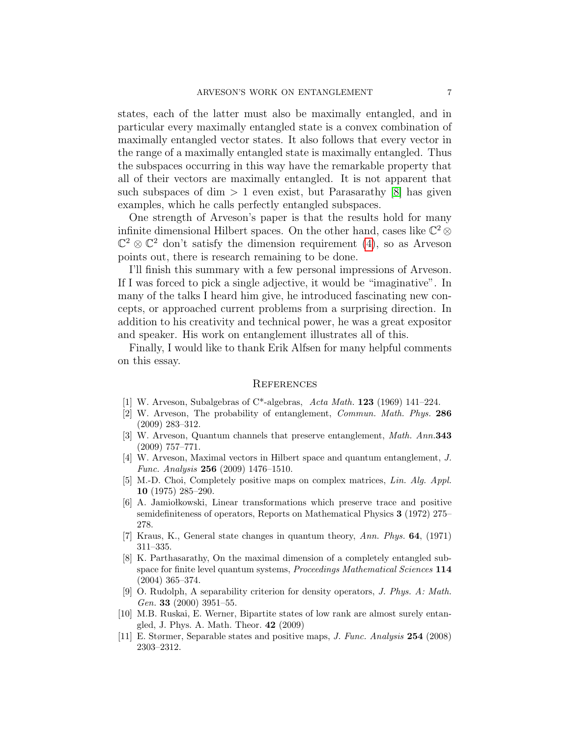states, each of the latter must also be maximally entangled, and in particular every maximally entangled state is a convex combination of maximally entangled vector states. It also follows that every vector in the range of a maximally entangled state is maximally entangled. Thus the subspaces occurring in this way have the remarkable property that all of their vectors are maximally entangled. It is not apparent that such subspaces of dim $> 1$ even exist, but Parasarathy [8] has given examples, which he calls perfectly entangled subspaces.

One strength of Arveson's paper is that the results hold for many infinite dimensional Hilbert spaces. On the other hand, cases like $\mathbb{C}^2 \otimes \mathbb{C}^2 \otimes \mathbb{C}^2$ don't satisfy the dimension requirement (4), so as Arveson points out, there is research remaining to be done.

I'll finish this summary with a few personal impressions of Arveson. If I was forced to pick a single adjective, it would be "imaginative". In many of the talks I heard him give, he introduced fascinating new concepts, or approached current problems from a surprising direction. In addition to his creativity and technical power, he was a great expositor and speaker. His work on entanglement illustrates all of this.

Finally, I would like to thank Erik Alfsen for many helpful comments on this essay.

## References

[1] W. Arveson, Subalgebras of C*-algebras, *Acta Math.* **123** (1969) 141–224.

[2] W. Arveson, The probability of entanglement, *Commun. Math. Phys.* **286** (2009) 283–312.

[3] W. Arveson, Quantum channels that preserve entanglement, *Math. Ann.***343** (2009) 757–771.

[4] W. Arveson, Maximal vectors in Hilbert space and quantum entanglement, *J. Func. Analysis* **256** (2009) 1476–1510.

[5] M.-D. Choi, Completely positive maps on complex matrices, *Lin. Alg. Appl.* **10** (1975) 285–290.

[6] A. Jamiołkowski, Linear transformations which preserve trace and positive semidefiniteness of operators, Reports on Mathematical Physics **3** (1972) 275–278.

[7] Kraus, K., General state changes in quantum theory, *Ann. Phys.* **64**, (1971) 311–335.

[8] K. Parthasarathy, On the maximal dimension of a completely entangled subspace for finite level quantum systems, *Proceedings Mathematical Sciences* **114** (2004) 365–374.

[9] O. Rudolph, A separability criterion for density operators, *J. Phys. A: Math. Gen.* **33** (2000) 3951–55.

[10] M.B. Ruskai, E. Werner, Bipartite states of low rank are almost surely entangled, J. Phys. A. Math. Theor. **42** (2009)

[11] E. Størmer, Separable states and positive maps, *J. Func. Analysis* **254** (2008) 2303–2312.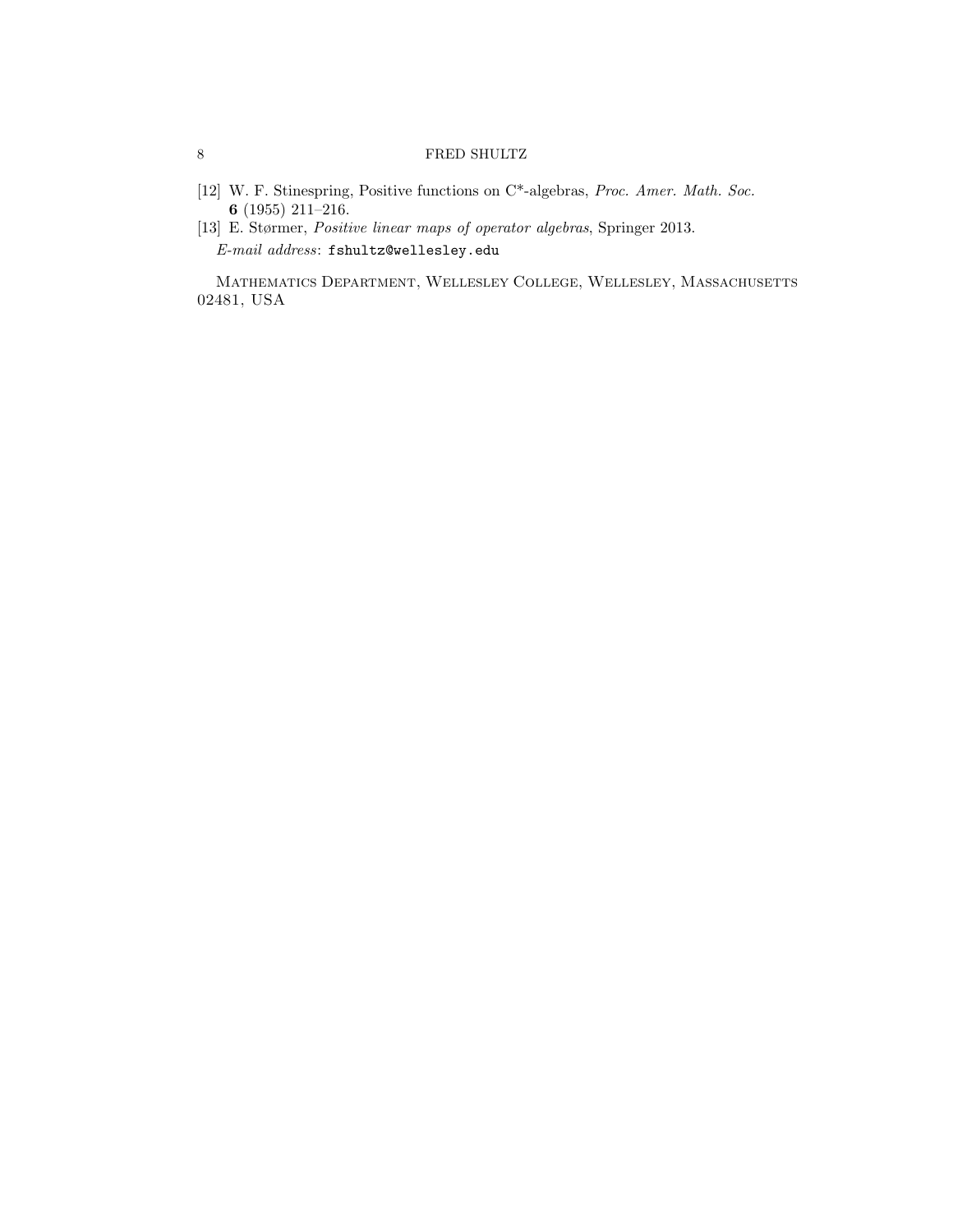[12] W. F. Stinespring, Positive functions on C*-algebras, *Proc. Amer. Math. Soc.* **6** (1955) 211–216.

[13] E. Størmer, *Positive linear maps of operator algebras*, Springer 2013.

*E-mail address*: `fshultz@wellesley.edu`

Mathematics Department, Wellesley College, Wellesley, Massachusetts 02481, USA